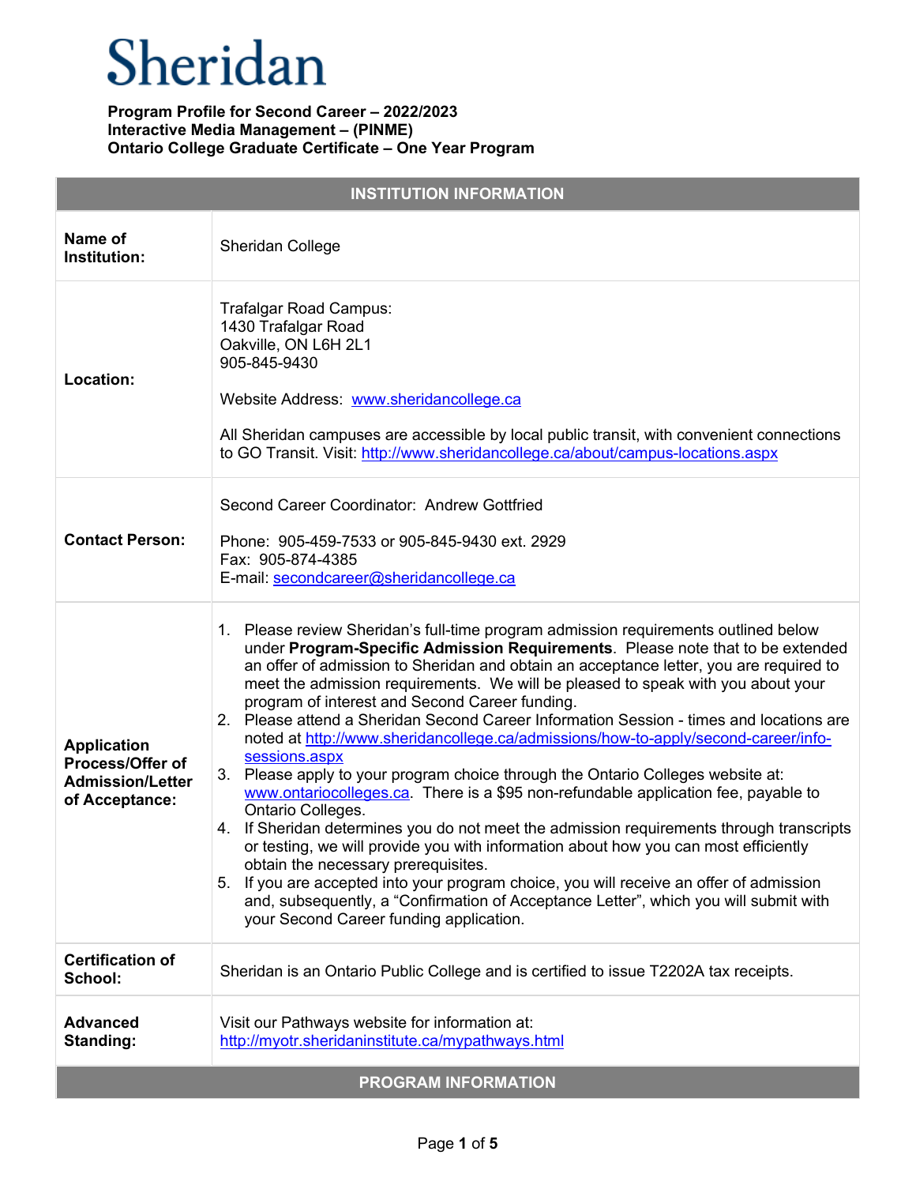# Sheridan

**Program Profile for Second Career – 2022/2023**
**Interactive Media Management – (PINME)**
**Ontario College Graduate Certificate – One Year Program**

| INSTITUTION INFORMATION | |
|---|---|
| **Name of Institution:** | Sheridan College |
| **Location:** | Trafalgar Road Campus:<br>1430 Trafalgar Road<br>Oakville, ON L6H 2L1<br>905-845-9430<br><br>Website Address: [www.sheridancollege.ca](http://www.sheridancollege.ca)<br><br>All Sheridan campuses are accessible by local public transit, with convenient connections to GO Transit. Visit: [http://www.sheridancollege.ca/about/campus-locations.aspx](http://www.sheridancollege.ca/about/campus-locations.aspx) |
| **Contact Person:** | Second Career Coordinator: Andrew Gottfried<br><br>Phone: 905-459-7533 or 905-845-9430 ext. 2929<br>Fax: 905-874-4385<br>E-mail: [secondcareer@sheridancollege.ca](mailto:secondcareer@sheridancollege.ca) |
| **Application Process/Offer of Admission/Letter of Acceptance:** | 1. Please review Sheridan's full-time program admission requirements outlined below under **Program-Specific Admission Requirements**. Please note that to be extended an offer of admission to Sheridan and obtain an acceptance letter, you are required to meet the admission requirements. We will be pleased to speak with you about your program of interest and Second Career funding.<br>2. Please attend a Sheridan Second Career Information Session - times and locations are noted at [http://www.sheridancollege.ca/admissions/how-to-apply/second-career/info-sessions.aspx](http://www.sheridancollege.ca/admissions/how-to-apply/second-career/info-sessions.aspx)<br>3. Please apply to your program choice through the Ontario Colleges website at: [www.ontariocolleges.ca](http://www.ontariocolleges.ca). There is a $95 non-refundable application fee, payable to Ontario Colleges.<br>4. If Sheridan determines you do not meet the admission requirements through transcripts or testing, we will provide you with information about how you can most efficiently obtain the necessary prerequisites.<br>5. If you are accepted into your program choice, you will receive an offer of admission and, subsequently, a "Confirmation of Acceptance Letter", which you will submit with your Second Career funding application. |
| **Certification of School:** | Sheridan is an Ontario Public College and is certified to issue T2202A tax receipts. |
| **Advanced Standing:** | Visit our Pathways website for information at: [http://myotr.sheridaninstitute.ca/mypathways.html](http://myotr.sheridaninstitute.ca/mypathways.html) |

## PROGRAM INFORMATION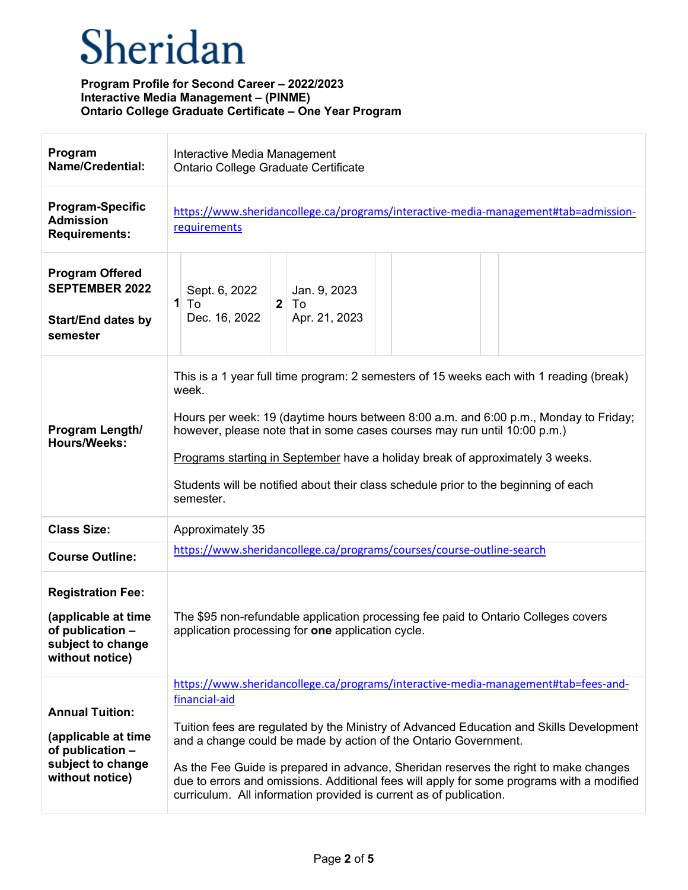# Sheridan

**Program Profile for Second Career – 2022/2023**
**Interactive Media Management – (PINME)**
**Ontario College Graduate Certificate – One Year Program**

| | |
|---|---|
| **Program Name/Credential:** | Interactive Media Management<br>Ontario College Graduate Certificate |
| **Program-Specific Admission Requirements:** | https://www.sheridancollege.ca/programs/interactive-media-management#tab=admission-requirements |
| **Program Offered SEPTEMBER 2022**<br><br>**Start/End dates by semester** | **1** Sept. 6, 2022 To Dec. 16, 2022 &nbsp;&nbsp; **2** Jan. 9, 2023 To Apr. 21, 2023 |
| **Program Length/ Hours/Weeks:** | This is a 1 year full time program: 2 semesters of 15 weeks each with 1 reading (break) week.<br><br>Hours per week: 19 (daytime hours between 8:00 a.m. and 6:00 p.m., Monday to Friday; however, please note that in some cases courses may run until 10:00 p.m.)<br><br>Programs starting in September have a holiday break of approximately 3 weeks.<br><br>Students will be notified about their class schedule prior to the beginning of each semester. |
| **Class Size:** | Approximately 35 |
| **Course Outline:** | https://www.sheridancollege.ca/programs/courses/course-outline-search |
| **Registration Fee:**<br><br>**(applicable at time of publication – subject to change without notice)** | The $95 non-refundable application processing fee paid to Ontario Colleges covers application processing for **one** application cycle. |
| **Annual Tuition:**<br><br>**(applicable at time of publication – subject to change without notice)** | https://www.sheridancollege.ca/programs/interactive-media-management#tab=fees-and-financial-aid<br><br>Tuition fees are regulated by the Ministry of Advanced Education and Skills Development and a change could be made by action of the Ontario Government.<br><br>As the Fee Guide is prepared in advance, Sheridan reserves the right to make changes due to errors and omissions. Additional fees will apply for some programs with a modified curriculum. All information provided is current as of publication. |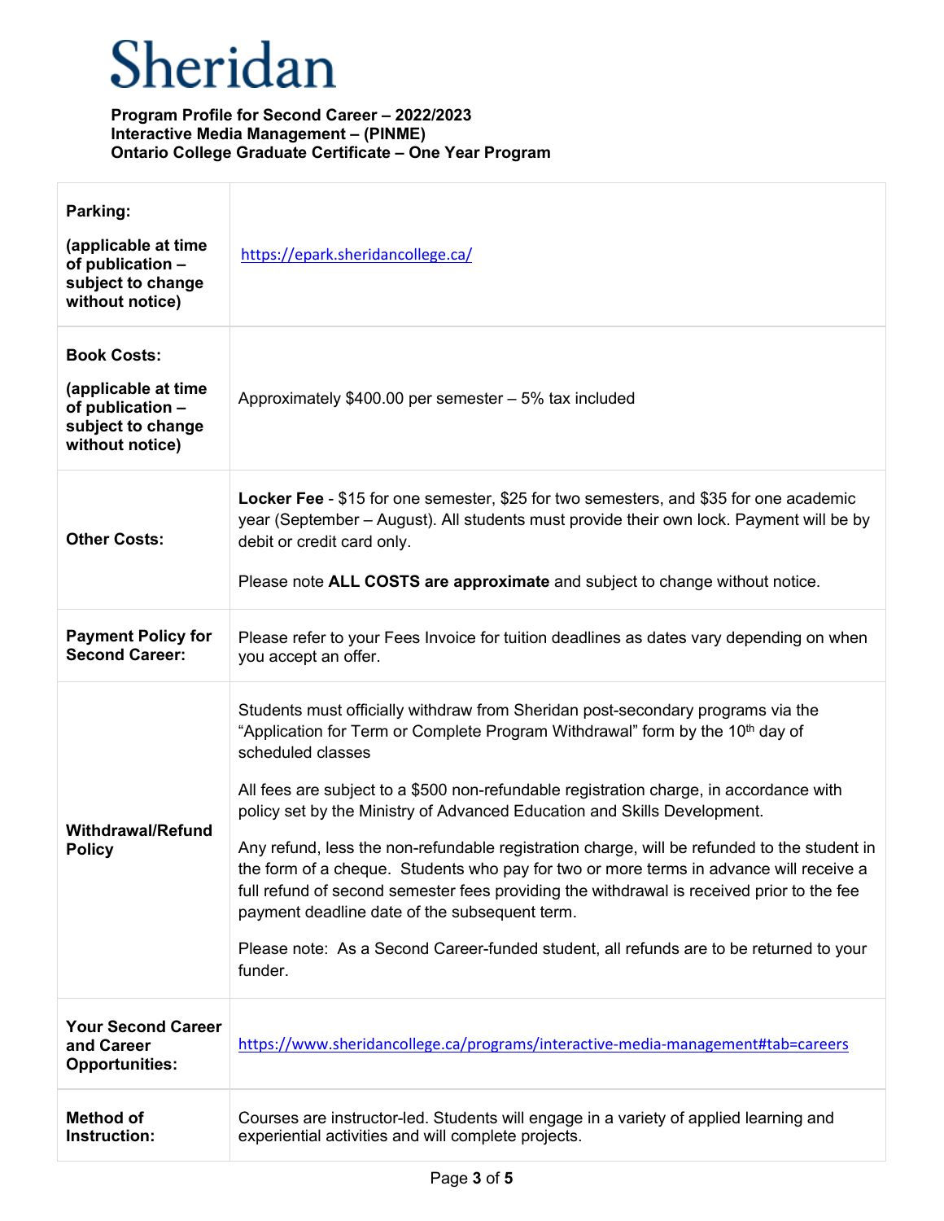# Sheridan

**Program Profile for Second Career – 2022/2023**
**Interactive Media Management – (PINME)**
**Ontario College Graduate Certificate – One Year Program**

| | |
|---|---|
| **Parking:** <br><br> **(applicable at time of publication – subject to change without notice)** | https://epark.sheridancollege.ca/ |
| **Book Costs:** <br><br> **(applicable at time of publication – subject to change without notice)** | Approximately $400.00 per semester – 5% tax included |
| **Other Costs:** | **Locker Fee** - $15 for one semester, $25 for two semesters, and $35 for one academic year (September – August). All students must provide their own lock. Payment will be by debit or credit card only. <br><br> Please note **ALL COSTS are approximate** and subject to change without notice. |
| **Payment Policy for Second Career:** | Please refer to your Fees Invoice for tuition deadlines as dates vary depending on when you accept an offer. |
| **Withdrawal/Refund Policy** | Students must officially withdraw from Sheridan post-secondary programs via the “Application for Term or Complete Program Withdrawal” form by the 10th day of scheduled classes <br><br> All fees are subject to a $500 non-refundable registration charge, in accordance with policy set by the Ministry of Advanced Education and Skills Development. <br><br> Any refund, less the non-refundable registration charge, will be refunded to the student in the form of a cheque. Students who pay for two or more terms in advance will receive a full refund of second semester fees providing the withdrawal is received prior to the fee payment deadline date of the subsequent term. <br><br> Please note: As a Second Career-funded student, all refunds are to be returned to your funder. |
| **Your Second Career and Career Opportunities:** | https://www.sheridancollege.ca/programs/interactive-media-management#tab=careers |
| **Method of Instruction:** | Courses are instructor-led. Students will engage in a variety of applied learning and experiential activities and will complete projects. |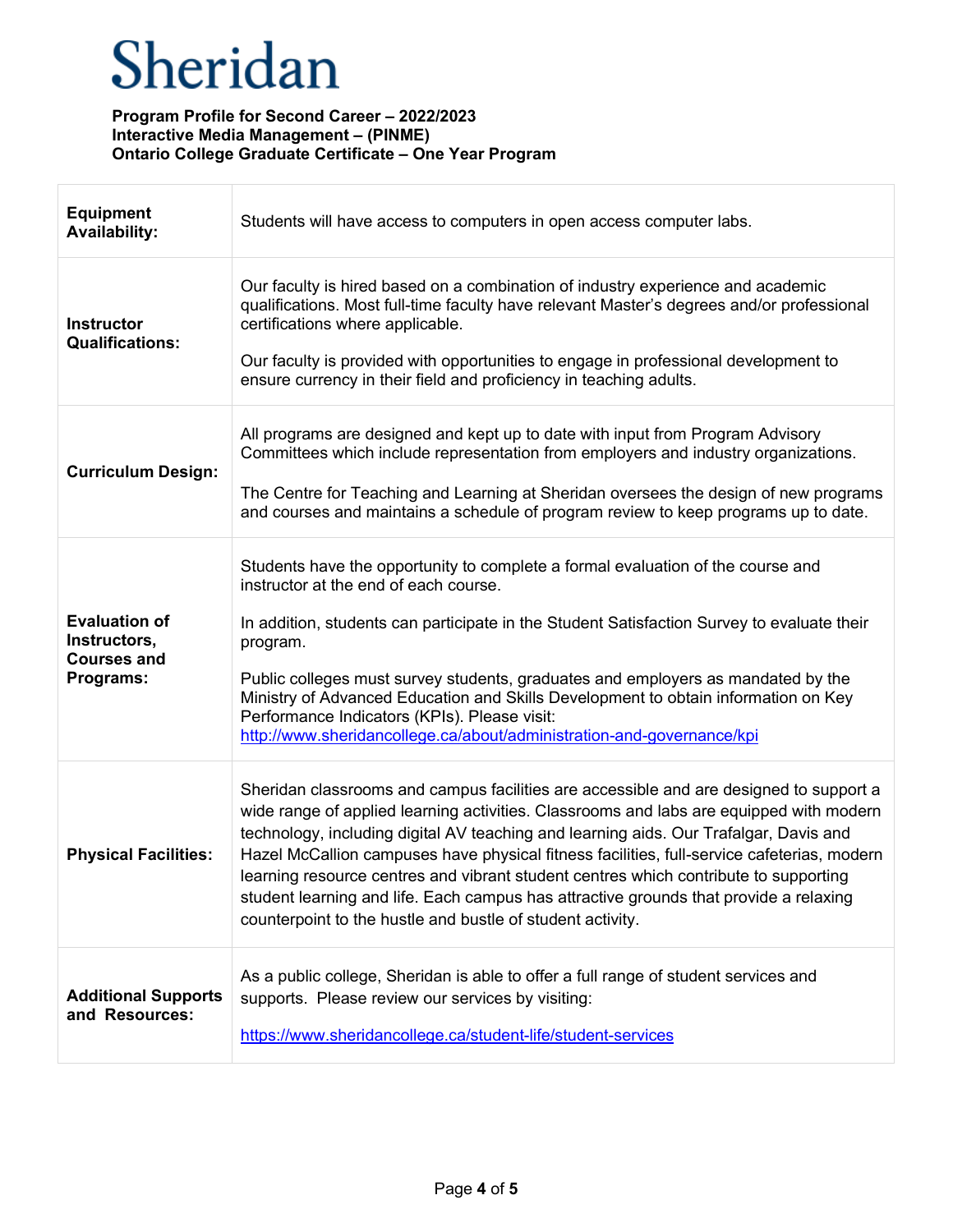# Sheridan

**Program Profile for Second Career – 2022/2023**
**Interactive Media Management – (PINME)**
**Ontario College Graduate Certificate – One Year Program**

| | |
|---|---|
| **Equipment Availability:** | Students will have access to computers in open access computer labs. |
| **Instructor Qualifications:** | Our faculty is hired based on a combination of industry experience and academic qualifications. Most full-time faculty have relevant Master's degrees and/or professional certifications where applicable.<br><br>Our faculty is provided with opportunities to engage in professional development to ensure currency in their field and proficiency in teaching adults. |
| **Curriculum Design:** | All programs are designed and kept up to date with input from Program Advisory Committees which include representation from employers and industry organizations.<br><br>The Centre for Teaching and Learning at Sheridan oversees the design of new programs and courses and maintains a schedule of program review to keep programs up to date. |
| **Evaluation of Instructors, Courses and Programs:** | Students have the opportunity to complete a formal evaluation of the course and instructor at the end of each course.<br><br>In addition, students can participate in the Student Satisfaction Survey to evaluate their program.<br><br>Public colleges must survey students, graduates and employers as mandated by the Ministry of Advanced Education and Skills Development to obtain information on Key Performance Indicators (KPIs). Please visit: http://www.sheridancollege.ca/about/administration-and-governance/kpi |
| **Physical Facilities:** | Sheridan classrooms and campus facilities are accessible and are designed to support a wide range of applied learning activities. Classrooms and labs are equipped with modern technology, including digital AV teaching and learning aids. Our Trafalgar, Davis and Hazel McCallion campuses have physical fitness facilities, full-service cafeterias, modern learning resource centres and vibrant student centres which contribute to supporting student learning and life. Each campus has attractive grounds that provide a relaxing counterpoint to the hustle and bustle of student activity. |
| **Additional Supports and Resources:** | As a public college, Sheridan is able to offer a full range of student services and supports. Please review our services by visiting:<br><br>https://www.sheridancollege.ca/student-life/student-services |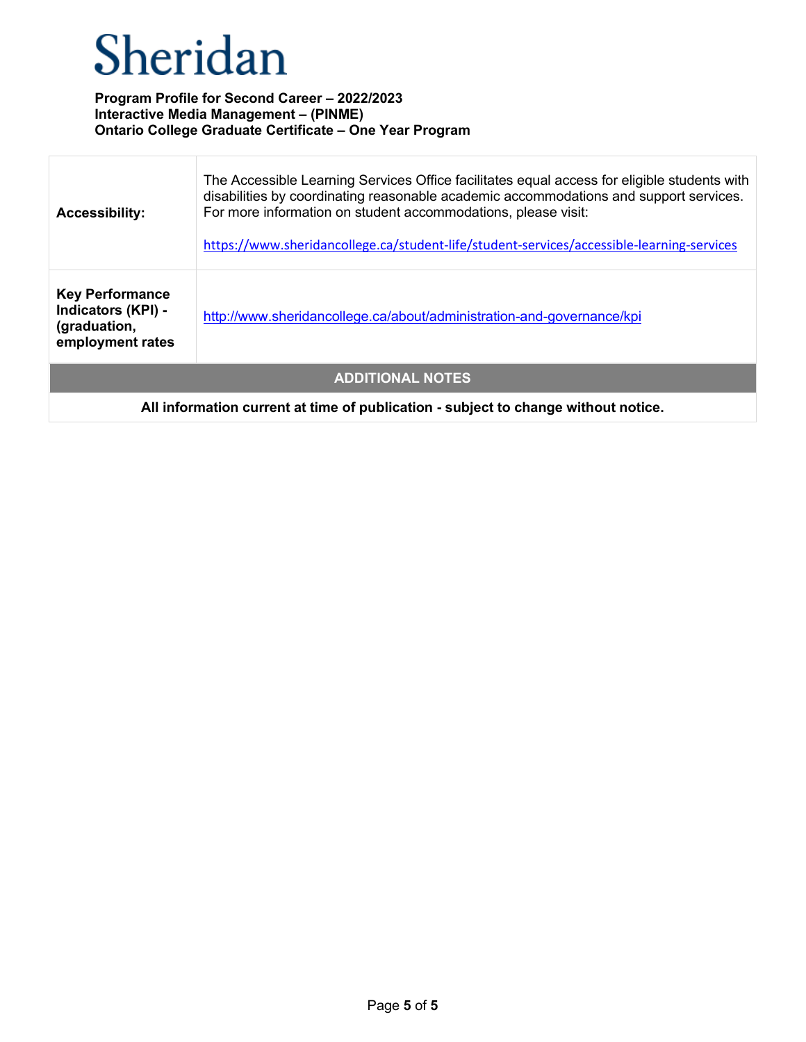| | |
|---|---|
| **Accessibility:** | The Accessible Learning Services Office facilitates equal access for eligible students with disabilities by coordinating reasonable academic accommodations and support services. For more information on student accommodations, please visit: https://www.sheridancollege.ca/student-life/student-services/accessible-learning-services |
| **Key Performance Indicators (KPI) - (graduation, employment rates** | http://www.sheridancollege.ca/about/administration-and-governance/kpi |

**ADDITIONAL NOTES**

**All information current at time of publication - subject to change without notice.**